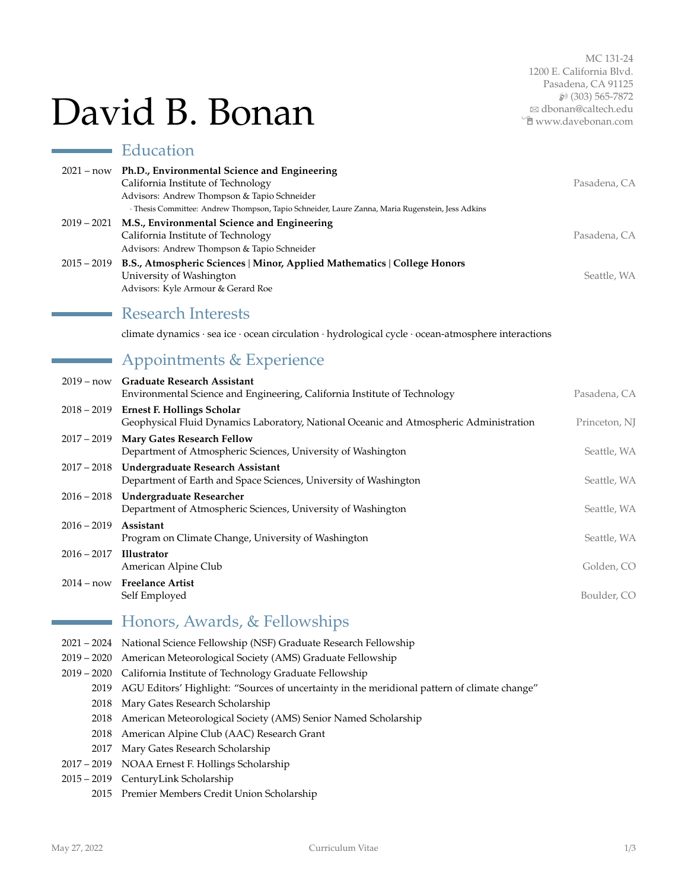# David B. Bonan

MC 131-24
1200 E. California Blvd.
Pasadena, CA 91125
(303) 565-7872
dbonan@caltech.edu
www.davebonan.com

## Education

**2021 – now** **Ph.D., Environmental Science and Engineering**
California Institute of Technology — Pasadena, CA
Advisors: Andrew Thompson & Tapio Schneider
· Thesis Committee: Andrew Thompson, Tapio Schneider, Laure Zanna, Maria Rugenstein, Jess Adkins

**2019 – 2021** **M.S., Environmental Science and Engineering**
California Institute of Technology — Pasadena, CA
Advisors: Andrew Thompson & Tapio Schneider

**2015 – 2019** **B.S., Atmospheric Sciences | Minor, Applied Mathematics | College Honors**
University of Washington — Seattle, WA
Advisors: Kyle Armour & Gerard Roe

## Research Interests

climate dynamics · sea ice · ocean circulation · hydrological cycle · ocean-atmosphere interactions

## Appointments & Experience

**2019 – now** **Graduate Research Assistant**
Environmental Science and Engineering, California Institute of Technology — Pasadena, CA

**2018 – 2019** **Ernest F. Hollings Scholar**
Geophysical Fluid Dynamics Laboratory, National Oceanic and Atmospheric Administration — Princeton, NJ

**2017 – 2019** **Mary Gates Research Fellow**
Department of Atmospheric Sciences, University of Washington — Seattle, WA

**2017 – 2018** **Undergraduate Research Assistant**
Department of Earth and Space Sciences, University of Washington — Seattle, WA

**2016 – 2018** **Undergraduate Researcher**
Department of Atmospheric Sciences, University of Washington — Seattle, WA

**2016 – 2019** **Assistant**
Program on Climate Change, University of Washington — Seattle, WA

**2016 – 2017** **Illustrator**
American Alpine Club — Golden, CO

**2014 – now** **Freelance Artist**
Self Employed — Boulder, CO

## Honors, Awards, & Fellowships

- 2021 – 2024 National Science Fellowship (NSF) Graduate Research Fellowship
- 2019 – 2020 American Meteorological Society (AMS) Graduate Fellowship
- 2019 – 2020 California Institute of Technology Graduate Fellowship
- 2019 AGU Editors' Highlight: "Sources of uncertainty in the meridional pattern of climate change"
- 2018 Mary Gates Research Scholarship
- 2018 American Meteorological Society (AMS) Senior Named Scholarship
- 2018 American Alpine Club (AAC) Research Grant
- 2017 Mary Gates Research Scholarship
- 2017 – 2019 NOAA Ernest F. Hollings Scholarship
- 2015 – 2019 CenturyLink Scholarship
- 2015 Premier Members Credit Union Scholarship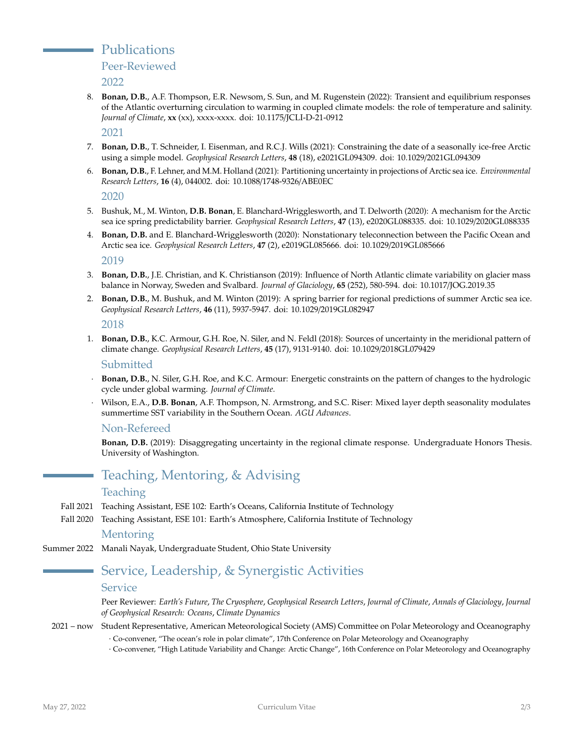# Publications

## Peer-Reviewed

### 2022

8. **Bonan, D.B.**, A.F. Thompson, E.R. Newsom, S. Sun, and M. Rugenstein (2022): Transient and equilibrium responses of the Atlantic overturning circulation to warming in coupled climate models: the role of temperature and salinity. *Journal of Climate*, **xx** (xx), xxxx-xxxx. doi: 10.1175/JCLI-D-21-0912

### 2021

7. **Bonan, D.B.**, T. Schneider, I. Eisenman, and R.C.J. Wills (2021): Constraining the date of a seasonally ice-free Arctic using a simple model. *Geophysical Research Letters*, **48** (18), e2021GL094309. doi: 10.1029/2021GL094309
6. **Bonan, D.B.**, F. Lehner, and M.M. Holland (2021): Partitioning uncertainty in projections of Arctic sea ice. *Environmental Research Letters*, **16** (4), 044002. doi: 10.1088/1748-9326/ABE0EC

### 2020

5. Bushuk, M., M. Winton, **D.B. Bonan**, E. Blanchard-Wrigglesworth, and T. Delworth (2020): A mechanism for the Arctic sea ice spring predictability barrier. *Geophysical Research Letters*, **47** (13), e2020GL088335. doi: 10.1029/2020GL088335
4. **Bonan, D.B.** and E. Blanchard-Wrigglesworth (2020): Nonstationary teleconnection between the Pacific Ocean and Arctic sea ice. *Geophysical Research Letters*, **47** (2), e2019GL085666. doi: 10.1029/2019GL085666

### 2019

3. **Bonan, D.B.**, J.E. Christian, and K. Christianson (2019): Influence of North Atlantic climate variability on glacier mass balance in Norway, Sweden and Svalbard. *Journal of Glaciology*, **65** (252), 580-594. doi: 10.1017/JOG.2019.35
2. **Bonan, D.B.**, M. Bushuk, and M. Winton (2019): A spring barrier for regional predictions of summer Arctic sea ice. *Geophysical Research Letters*, **46** (11), 5937-5947. doi: 10.1029/2019GL082947

### 2018

1. **Bonan, D.B.**, K.C. Armour, G.H. Roe, N. Siler, and N. Feldl (2018): Sources of uncertainty in the meridional pattern of climate change. *Geophysical Research Letters*, **45** (17), 9131-9140. doi: 10.1029/2018GL079429

## Submitted

- **Bonan, D.B.**, N. Siler, G.H. Roe, and K.C. Armour: Energetic constraints on the pattern of changes to the hydrologic cycle under global warming. *Journal of Climate*.
- Wilson, E.A., **D.B. Bonan**, A.F. Thompson, N. Armstrong, and S.C. Riser: Mixed layer depth seasonality modulates summertime SST variability in the Southern Ocean. *AGU Advances*.

## Non-Refereed

**Bonan, D.B.** (2019): Disaggregating uncertainty in the regional climate response. Undergraduate Honors Thesis. University of Washington.

# Teaching, Mentoring, & Advising

## Teaching

Fall 2021 Teaching Assistant, ESE 102: Earth's Oceans, California Institute of Technology

Fall 2020 Teaching Assistant, ESE 101: Earth's Atmosphere, California Institute of Technology

## Mentoring

Summer 2022 Manali Nayak, Undergraduate Student, Ohio State University

# Service, Leadership, & Synergistic Activities

## Service

Peer Reviewer: *Earth's Future*, *The Cryosphere*, *Geophysical Research Letters*, *Journal of Climate*, *Annals of Glaciology*, *Journal of Geophysical Research: Oceans*, *Climate Dynamics*

2021 – now Student Representative, American Meteorological Society (AMS) Committee on Polar Meteorology and Oceanography

- Co-convener, "The ocean's role in polar climate", 17th Conference on Polar Meteorology and Oceanography
- Co-convener, "High Latitude Variability and Change: Arctic Change", 16th Conference on Polar Meteorology and Oceanography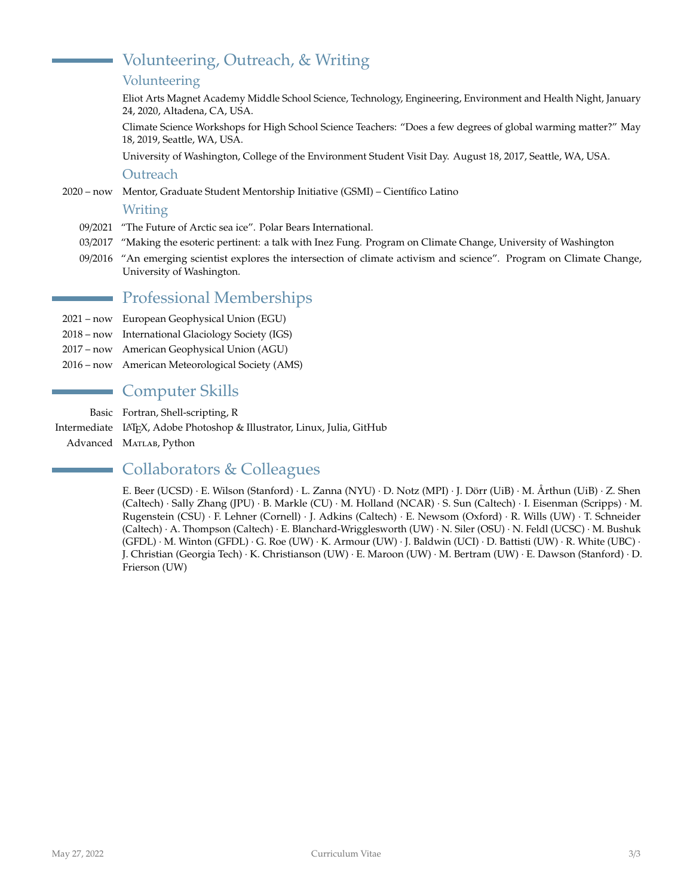## Volunteering, Outreach, & Writing

### Volunteering

Eliot Arts Magnet Academy Middle School Science, Technology, Engineering, Environment and Health Night, January 24, 2020, Altadena, CA, USA.

Climate Science Workshops for High School Science Teachers: "Does a few degrees of global warming matter?" May 18, 2019, Seattle, WA, USA.

University of Washington, College of the Environment Student Visit Day. August 18, 2017, Seattle, WA, USA.

### Outreach

2020 – now Mentor, Graduate Student Mentorship Initiative (GSMI) – Científico Latino

### Writing

09/2021 "The Future of Arctic sea ice". Polar Bears International.

03/2017 "Making the esoteric pertinent: a talk with Inez Fung. Program on Climate Change, University of Washington

09/2016 "An emerging scientist explores the intersection of climate activism and science". Program on Climate Change, University of Washington.

## Professional Memberships

2021 – now European Geophysical Union (EGU)

2018 – now International Glaciology Society (IGS)

2017 – now American Geophysical Union (AGU)

2016 – now American Meteorological Society (AMS)

## Computer Skills

Basic Fortran, Shell-scripting, R

Intermediate LaTeX, Adobe Photoshop & Illustrator, Linux, Julia, GitHub

Advanced Matlab, Python

## Collaborators & Colleagues

E. Beer (UCSD) · E. Wilson (Stanford) · L. Zanna (NYU) · D. Notz (MPI) · J. Dörr (UiB) · M. Årthun (UiB) · Z. Shen (Caltech) · Sally Zhang (JPU) · B. Markle (CU) · M. Holland (NCAR) · S. Sun (Caltech) · I. Eisenman (Scripps) · M. Rugenstein (CSU) · F. Lehner (Cornell) · J. Adkins (Caltech) · E. Newsom (Oxford) · R. Wills (UW) · T. Schneider (Caltech) · A. Thompson (Caltech) · E. Blanchard-Wrigglesworth (UW) · N. Siler (OSU) · N. Feldl (UCSC) · M. Bushuk (GFDL) · M. Winton (GFDL) · G. Roe (UW) · K. Armour (UW) · J. Baldwin (UCI) · D. Battisti (UW) · R. White (UBC) · J. Christian (Georgia Tech) · K. Christianson (UW) · E. Maroon (UW) · M. Bertram (UW) · E. Dawson (Stanford) · D. Frierson (UW)